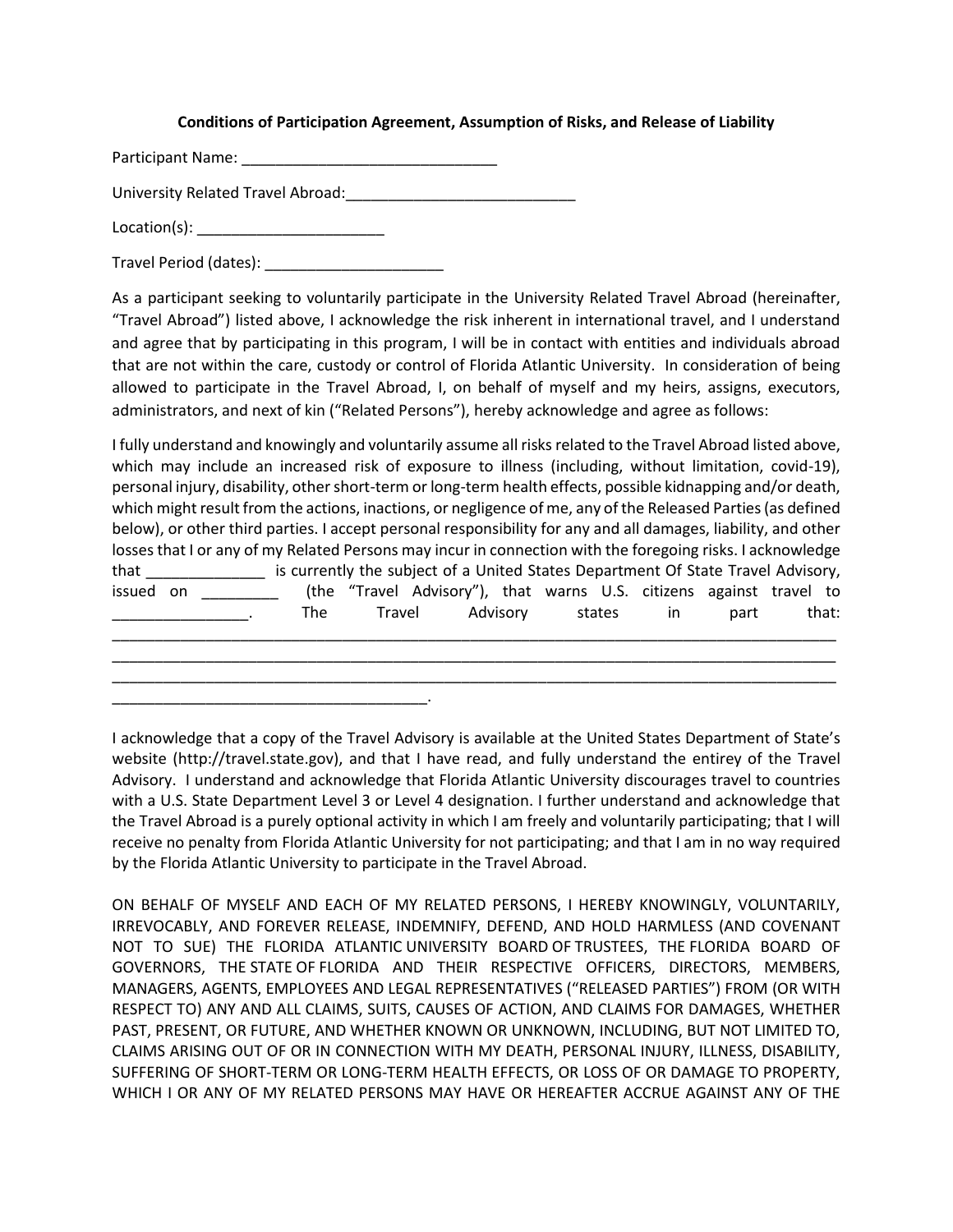**Conditions of Participation Agreement, Assumption of Risks, and Release of Liability**

Participant Name: ______________________________

University Related Travel Abroad:___________________________

Location(s): ______________________

Travel Period (dates): _____________________

As a participant seeking to voluntarily participate in the University Related Travel Abroad (hereinafter, "Travel Abroad") listed above, I acknowledge the risk inherent in international travel, and I understand and agree that by participating in this program, I will be in contact with entities and individuals abroad that are not within the care, custody or control of Florida Atlantic University. In consideration of being allowed to participate in the Travel Abroad, I, on behalf of myself and my heirs, assigns, executors, administrators, and next of kin ("Related Persons"), hereby acknowledge and agree as follows:

I fully understand and knowingly and voluntarily assume all risks related to the Travel Abroad listed above, which may include an increased risk of exposure to illness (including, without limitation, covid-19), personal injury, disability, other short-term or long-term health effects, possible kidnapping and/or death, which might result from the actions, inactions, or negligence of me, any of the Released Parties (as defined below), or other third parties. I accept personal responsibility for any and all damages, liability, and other losses that I or any of my Related Persons may incur in connection with the foregoing risks. I acknowledge that ______________ is currently the subject of a United States Department Of State Travel Advisory, issued on _________ (the "Travel Advisory"), that warns U.S. citizens against travel to ________________. The Travel Advisory states in part that: ______________________________________________________________________________________________________________________________________________________________________________________________________________________________________________________________________________________________________.

I acknowledge that a copy of the Travel Advisory is available at the United States Department of State's website (http://travel.state.gov), and that I have read, and fully understand the entirey of the Travel Advisory. I understand and acknowledge that Florida Atlantic University discourages travel to countries with a U.S. State Department Level 3 or Level 4 designation. I further understand and acknowledge that the Travel Abroad is a purely optional activity in which I am freely and voluntarily participating; that I will receive no penalty from Florida Atlantic University for not participating; and that I am in no way required by the Florida Atlantic University to participate in the Travel Abroad.

ON BEHALF OF MYSELF AND EACH OF MY RELATED PERSONS, I HEREBY KNOWINGLY, VOLUNTARILY, IRREVOCABLY, AND FOREVER RELEASE, INDEMNIFY, DEFEND, AND HOLD HARMLESS (AND COVENANT NOT TO SUE) THE FLORIDA ATLANTIC UNIVERSITY BOARD OF TRUSTEES, THE FLORIDA BOARD OF GOVERNORS, THE STATE OF FLORIDA AND THEIR RESPECTIVE OFFICERS, DIRECTORS, MEMBERS, MANAGERS, AGENTS, EMPLOYEES AND LEGAL REPRESENTATIVES ("RELEASED PARTIES") FROM (OR WITH RESPECT TO) ANY AND ALL CLAIMS, SUITS, CAUSES OF ACTION, AND CLAIMS FOR DAMAGES, WHETHER PAST, PRESENT, OR FUTURE, AND WHETHER KNOWN OR UNKNOWN, INCLUDING, BUT NOT LIMITED TO, CLAIMS ARISING OUT OF OR IN CONNECTION WITH MY DEATH, PERSONAL INJURY, ILLNESS, DISABILITY, SUFFERING OF SHORT-TERM OR LONG-TERM HEALTH EFFECTS, OR LOSS OF OR DAMAGE TO PROPERTY, WHICH I OR ANY OF MY RELATED PERSONS MAY HAVE OR HEREAFTER ACCRUE AGAINST ANY OF THE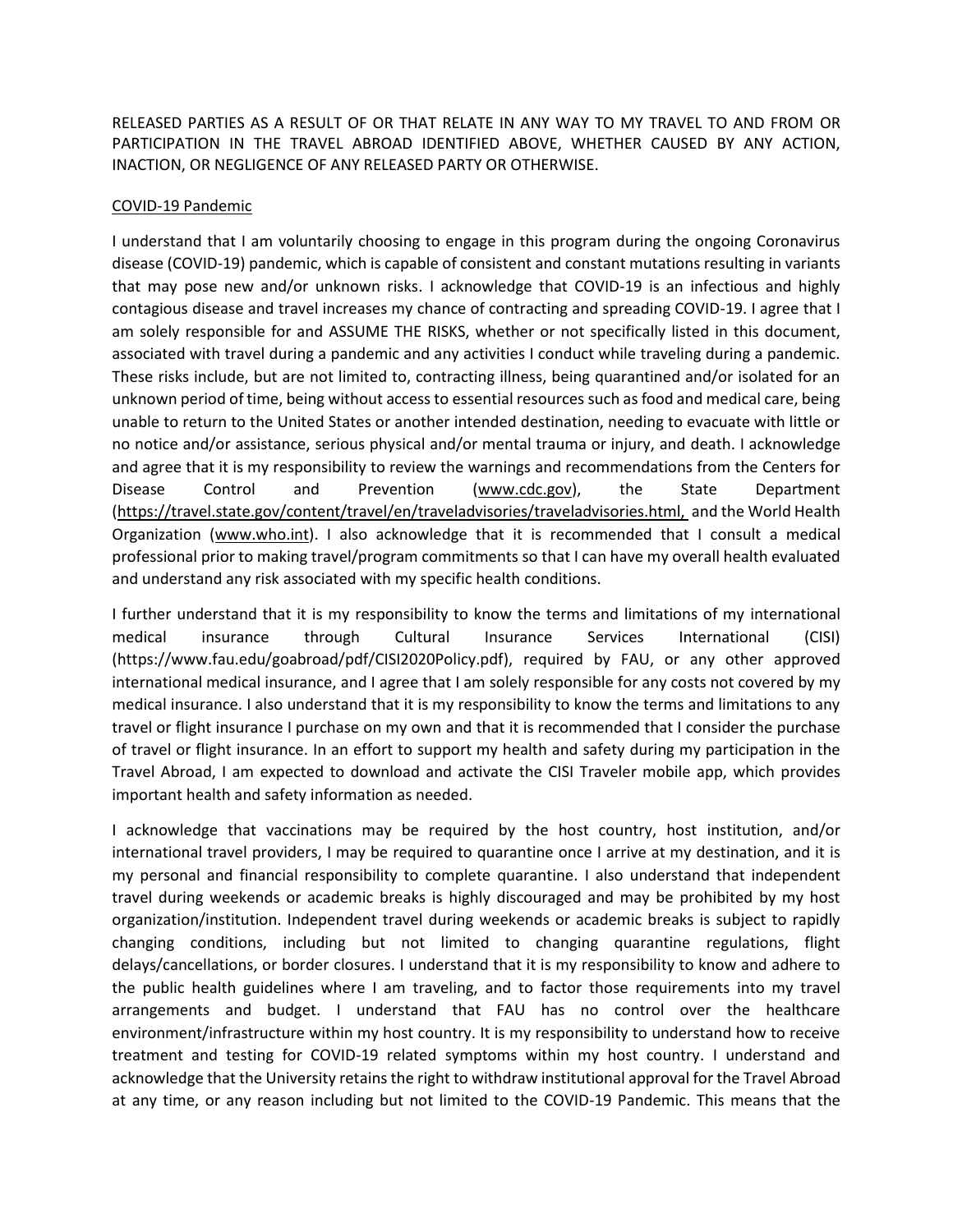RELEASED PARTIES AS A RESULT OF OR THAT RELATE IN ANY WAY TO MY TRAVEL TO AND FROM OR PARTICIPATION IN THE TRAVEL ABROAD IDENTIFIED ABOVE, WHETHER CAUSED BY ANY ACTION, INACTION, OR NEGLIGENCE OF ANY RELEASED PARTY OR OTHERWISE.

COVID-19 Pandemic

I understand that I am voluntarily choosing to engage in this program during the ongoing Coronavirus disease (COVID-19) pandemic, which is capable of consistent and constant mutations resulting in variants that may pose new and/or unknown risks. I acknowledge that COVID-19 is an infectious and highly contagious disease and travel increases my chance of contracting and spreading COVID-19. I agree that I am solely responsible for and ASSUME THE RISKS, whether or not specifically listed in this document, associated with travel during a pandemic and any activities I conduct while traveling during a pandemic. These risks include, but are not limited to, contracting illness, being quarantined and/or isolated for an unknown period of time, being without access to essential resources such as food and medical care, being unable to return to the United States or another intended destination, needing to evacuate with little or no notice and/or assistance, serious physical and/or mental trauma or injury, and death. I acknowledge and agree that it is my responsibility to review the warnings and recommendations from the Centers for Disease Control and Prevention (www.cdc.gov), the State Department (https://travel.state.gov/content/travel/en/traveladvisories/traveladvisories.html, and the World Health Organization (www.who.int). I also acknowledge that it is recommended that I consult a medical professional prior to making travel/program commitments so that I can have my overall health evaluated and understand any risk associated with my specific health conditions.

I further understand that it is my responsibility to know the terms and limitations of my international medical insurance through Cultural Insurance Services International (CISI) (https://www.fau.edu/goabroad/pdf/CISI2020Policy.pdf), required by FAU, or any other approved international medical insurance, and I agree that I am solely responsible for any costs not covered by my medical insurance. I also understand that it is my responsibility to know the terms and limitations to any travel or flight insurance I purchase on my own and that it is recommended that I consider the purchase of travel or flight insurance. In an effort to support my health and safety during my participation in the Travel Abroad, I am expected to download and activate the CISI Traveler mobile app, which provides important health and safety information as needed.

I acknowledge that vaccinations may be required by the host country, host institution, and/or international travel providers, I may be required to quarantine once I arrive at my destination, and it is my personal and financial responsibility to complete quarantine. I also understand that independent travel during weekends or academic breaks is highly discouraged and may be prohibited by my host organization/institution. Independent travel during weekends or academic breaks is subject to rapidly changing conditions, including but not limited to changing quarantine regulations, flight delays/cancellations, or border closures. I understand that it is my responsibility to know and adhere to the public health guidelines where I am traveling, and to factor those requirements into my travel arrangements and budget. I understand that FAU has no control over the healthcare environment/infrastructure within my host country. It is my responsibility to understand how to receive treatment and testing for COVID-19 related symptoms within my host country. I understand and acknowledge that the University retains the right to withdraw institutional approval for the Travel Abroad at any time, or any reason including but not limited to the COVID-19 Pandemic. This means that the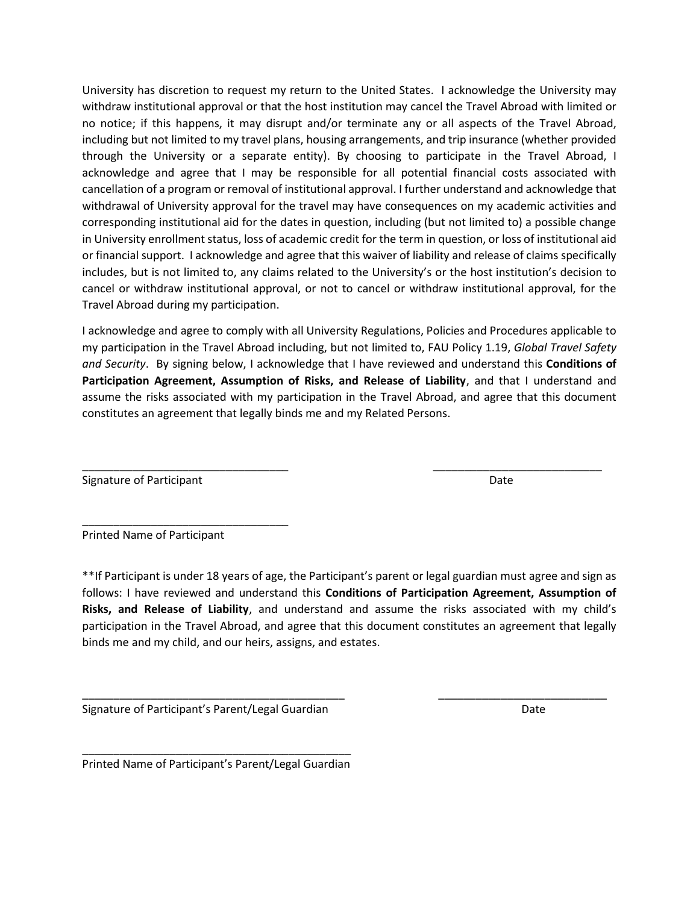University has discretion to request my return to the United States. I acknowledge the University may withdraw institutional approval or that the host institution may cancel the Travel Abroad with limited or no notice; if this happens, it may disrupt and/or terminate any or all aspects of the Travel Abroad, including but not limited to my travel plans, housing arrangements, and trip insurance (whether provided through the University or a separate entity). By choosing to participate in the Travel Abroad, I acknowledge and agree that I may be responsible for all potential financial costs associated with cancellation of a program or removal of institutional approval. I further understand and acknowledge that withdrawal of University approval for the travel may have consequences on my academic activities and corresponding institutional aid for the dates in question, including (but not limited to) a possible change in University enrollment status, loss of academic credit for the term in question, or loss of institutional aid or financial support. I acknowledge and agree that this waiver of liability and release of claims specifically includes, but is not limited to, any claims related to the University's or the host institution's decision to cancel or withdraw institutional approval, or not to cancel or withdraw institutional approval, for the Travel Abroad during my participation.

I acknowledge and agree to comply with all University Regulations, Policies and Procedures applicable to my participation in the Travel Abroad including, but not limited to, FAU Policy 1.19, *Global Travel Safety and Security*. By signing below, I acknowledge that I have reviewed and understand this **Conditions of Participation Agreement, Assumption of Risks, and Release of Liability**, and that I understand and assume the risks associated with my participation in the Travel Abroad, and agree that this document constitutes an agreement that legally binds me and my Related Persons.

_________________________________ ___________________________

Signature of Participant Date

_________________________________

Printed Name of Participant

**If Participant is under 18 years of age, the Participant's parent or legal guardian must agree and sign as follows: I have reviewed and understand this **Conditions of Participation Agreement, Assumption of Risks, and Release of Liability**, and understand and assume the risks associated with my child's participation in the Travel Abroad, and agree that this document constitutes an agreement that legally binds me and my child, and our heirs, assigns, and estates.

___________________________________________ ___________________________

Signature of Participant's Parent/Legal Guardian Date

____________________________________________

Printed Name of Participant's Parent/Legal Guardian